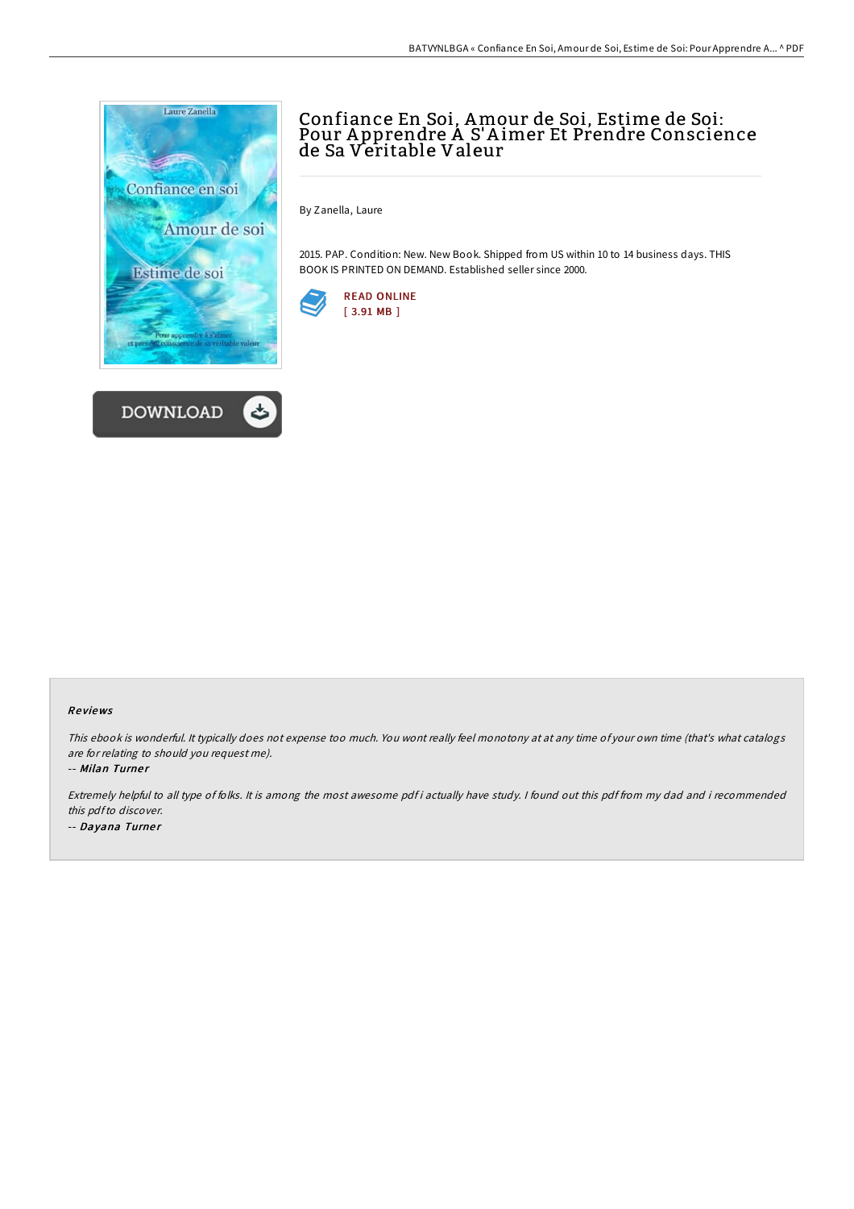# Confiance En Soi, Amour de Soi, Estime de Soi: Pour Apprendre A S'Aimer Et Prendre Conscience de Sa Veritable Valeur

By Zanella, Laure

2015. PAP. Condition: New. New Book. Shipped from US within 10 to 14 business days. THIS BOOK IS PRINTED ON DEMAND. Established seller since 2000.

READ ONLINE
[ 3.91 MB ]

DOWNLOAD

### Reviews

*This ebook is wonderful. It typically does not expense too much. You wont really feel monotony at at any time of your own time (that's what catalogs are for relating to should you request me).*

-- *Milan Turner*

*Extremely helpful to all type of folks. It is among the most awesome pdf i actually have study. I found out this pdf from my dad and i recommended this pdf to discover.*

-- *Dayana Turner*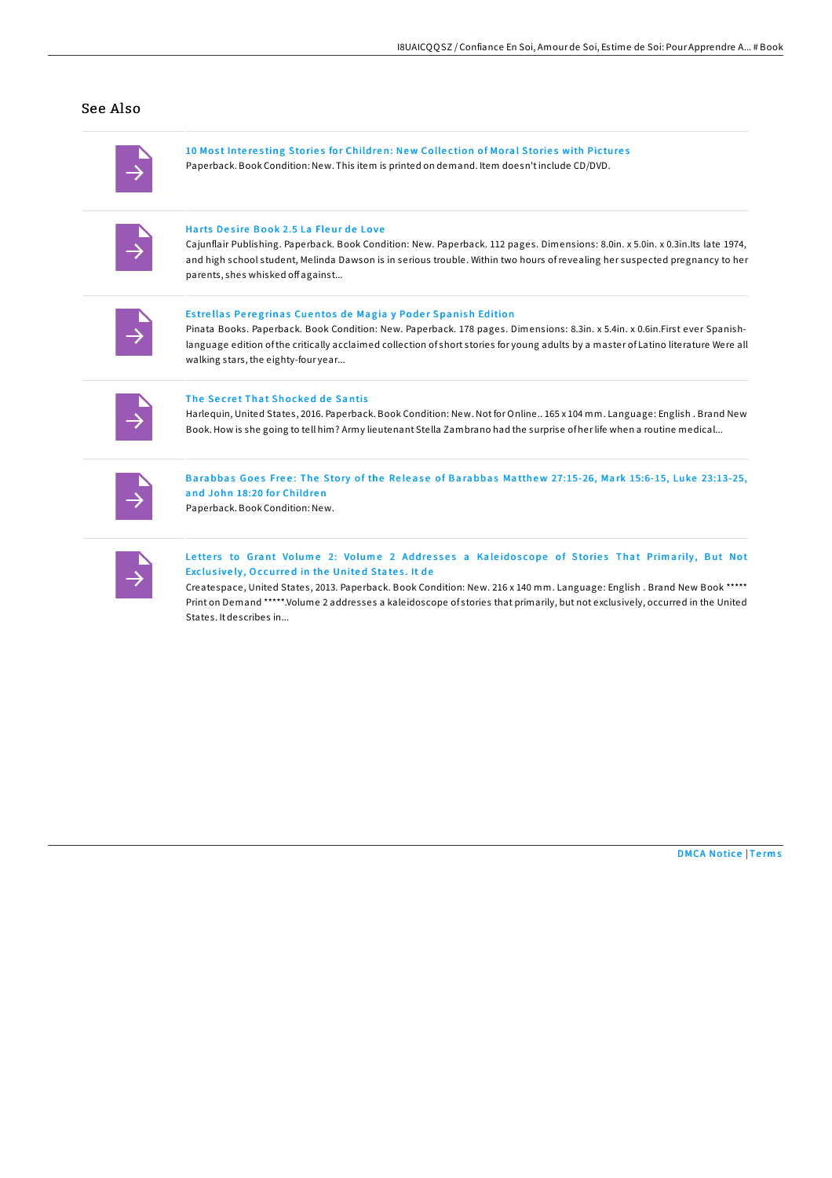## See Also

**10 Most Interesting Stories for Children: New Collection of Moral Stories with Pictures**
Paperback. Book Condition: New. This item is printed on demand. Item doesn't include CD/DVD.

**Harts Desire Book 2.5 La Fleur de Love**
Cajunflair Publishing. Paperback. Book Condition: New. Paperback. 112 pages. Dimensions: 8.0in. x 5.0in. x 0.3in.Its late 1974, and high school student, Melinda Dawson is in serious trouble. Within two hours of revealing her suspected pregnancy to her parents, shes whisked off against...

**Estrellas Peregrinas Cuentos de Magia y Poder Spanish Edition**
Pinata Books. Paperback. Book Condition: New. Paperback. 178 pages. Dimensions: 8.3in. x 5.4in. x 0.6in.First ever Spanish-language edition of the critically acclaimed collection of short stories for young adults by a master of Latino literature Were all walking stars, the eighty-four year...

**The Secret That Shocked de Santis**
Harlequin, United States, 2016. Paperback. Book Condition: New. Not for Online.. 165 x 104 mm. Language: English . Brand New Book. How is she going to tell him? Army lieutenant Stella Zambrano had the surprise of her life when a routine medical...

**Barabbas Goes Free: The Story of the Release of Barabbas Matthew 27:15-26, Mark 15:6-15, Luke 23:13-25, and John 18:20 for Children**
Paperback. Book Condition: New.

**Letters to Grant Volume 2: Volume 2 Addresses a Kaleidoscope of Stories That Primarily, But Not Exclusively, Occurred in the United States. It de**
Createspace, United States, 2013. Paperback. Book Condition: New. 216 x 140 mm. Language: English . Brand New Book ***** Print on Demand *****.Volume 2 addresses a kaleidoscope of stories that primarily, but not exclusively, occurred in the United States. It describes in...

DMCA Notice | Terms